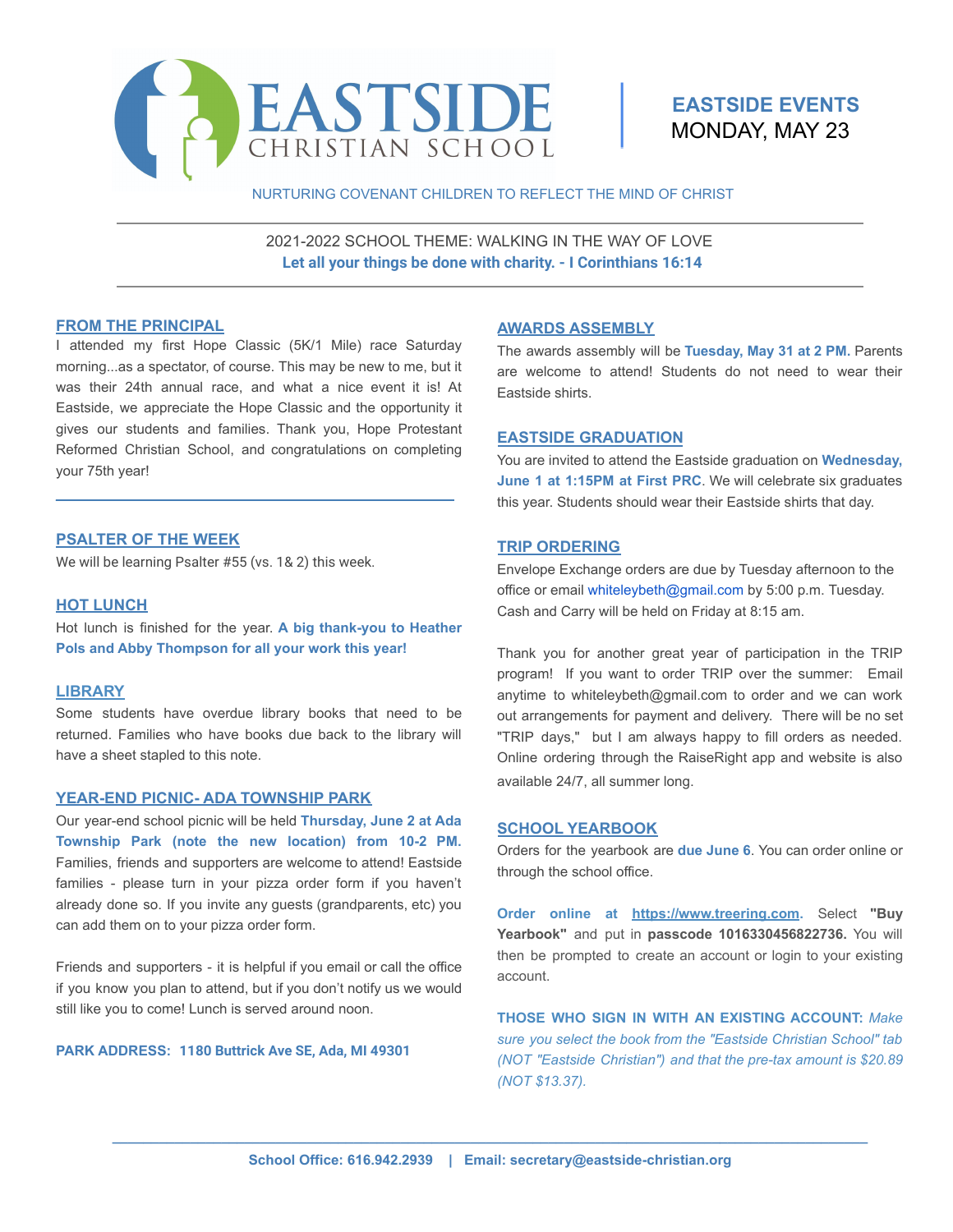# EASTSIDE CHRISTIAN SCHOOL

**EASTSIDE EVENTS**
MONDAY, MAY 23

NURTURING COVENANT CHILDREN TO REFLECT THE MIND OF CHRIST

2021-2022 SCHOOL THEME: WALKING IN THE WAY OF LOVE
**Let all your things be done with charity. - I Corinthians 16:14**

## FROM THE PRINCIPAL

I attended my first Hope Classic (5K/1 Mile) race Saturday morning...as a spectator, of course. This may be new to me, but it was their 24th annual race, and what a nice event it is! At Eastside, we appreciate the Hope Classic and the opportunity it gives our students and families. Thank you, Hope Protestant Reformed Christian School, and congratulations on completing your 75th year!

## PSALTER OF THE WEEK

We will be learning Psalter #55 (vs. 1& 2) this week.

## HOT LUNCH

Hot lunch is finished for the year. **A big thank-you to Heather Pols and Abby Thompson for all your work this year!**

## LIBRARY

Some students have overdue library books that need to be returned. Families who have books due back to the library will have a sheet stapled to this note.

## YEAR-END PICNIC- ADA TOWNSHIP PARK

Our year-end school picnic will be held **Thursday, June 2 at Ada Township Park (note the new location) from 10-2 PM.** Families, friends and supporters are welcome to attend! Eastside families - please turn in your pizza order form if you haven't already done so. If you invite any guests (grandparents, etc) you can add them on to your pizza order form.

Friends and supporters - it is helpful if you email or call the office if you know you plan to attend, but if you don't notify us we would still like you to come! Lunch is served around noon.

**PARK ADDRESS: 1180 Buttrick Ave SE, Ada, MI 49301**

## AWARDS ASSEMBLY

The awards assembly will be **Tuesday, May 31 at 2 PM.** Parents are welcome to attend! Students do not need to wear their Eastside shirts.

## EASTSIDE GRADUATION

You are invited to attend the Eastside graduation on **Wednesday, June 1 at 1:15PM at First PRC**. We will celebrate six graduates this year. Students should wear their Eastside shirts that day.

## TRIP ORDERING

Envelope Exchange orders are due by Tuesday afternoon to the office or email whiteleybeth@gmail.com by 5:00 p.m. Tuesday. Cash and Carry will be held on Friday at 8:15 am.

Thank you for another great year of participation in the TRIP program! If you want to order TRIP over the summer: Email anytime to whiteleybeth@gmail.com to order and we can work out arrangements for payment and delivery. There will be no set "TRIP days," but I am always happy to fill orders as needed. Online ordering through the RaiseRight app and website is also available 24/7, all summer long.

## SCHOOL YEARBOOK

Orders for the yearbook are **due June 6**. You can order online or through the school office.

**Order online at https://www.treering.com**. Select **"Buy Yearbook"** and put in **passcode 1016330456822736.** You will then be prompted to create an account or login to your existing account.

**THOSE WHO SIGN IN WITH AN EXISTING ACCOUNT:** *Make sure you select the book from the "Eastside Christian School" tab (NOT "Eastside Christian") and that the pre-tax amount is $20.89 (NOT $13.37).*

School Office: 616.942.2939 | Email: secretary@eastside-christian.org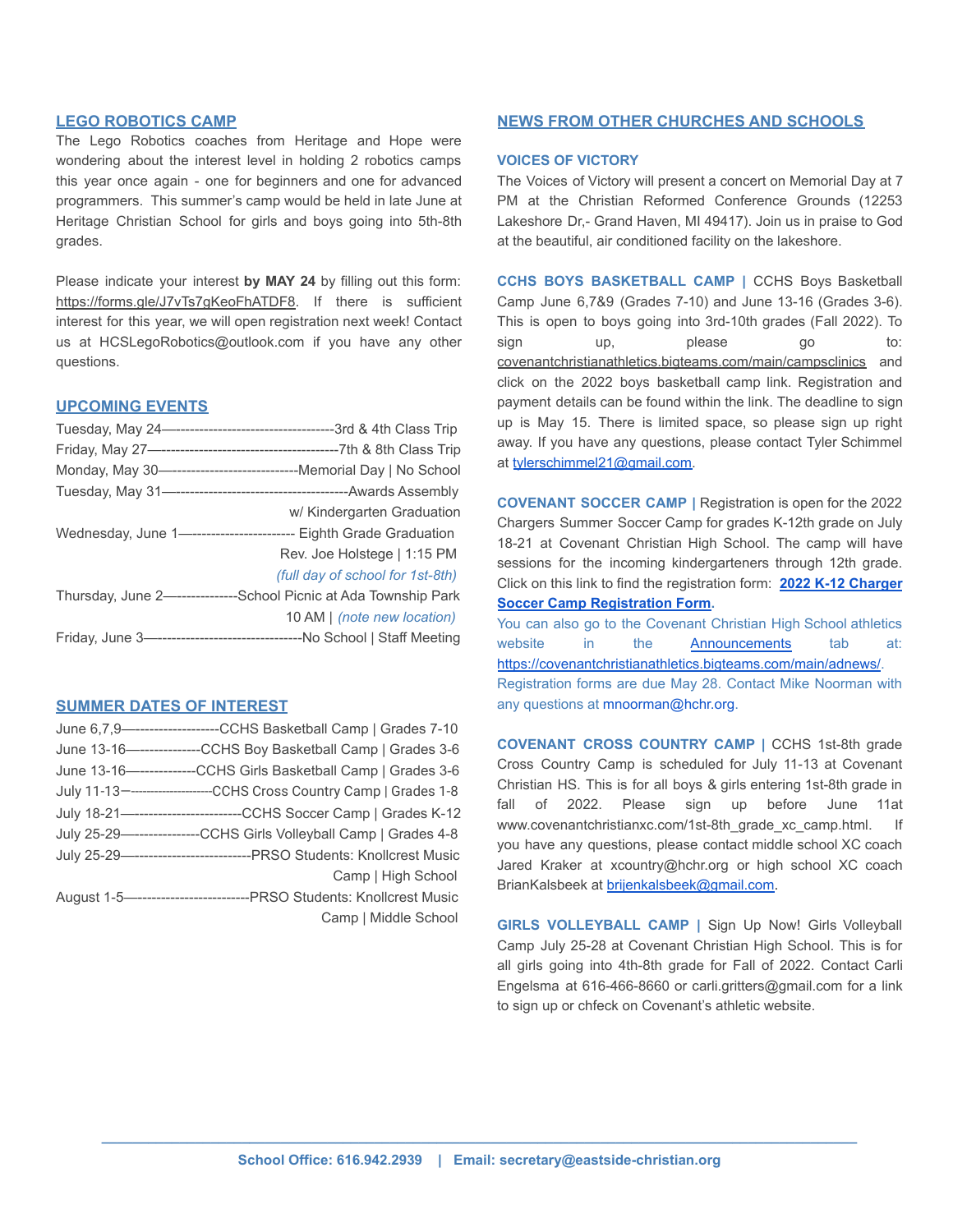## LEGO ROBOTICS CAMP

The Lego Robotics coaches from Heritage and Hope were wondering about the interest level in holding 2 robotics camps this year once again - one for beginners and one for advanced programmers. This summer's camp would be held in late June at Heritage Christian School for girls and boys going into 5th-8th grades.

Please indicate your interest **by MAY 24** by filling out this form: https://forms.gle/J7vTs7gKeoFhATDF8. If there is sufficient interest for this year, we will open registration next week! Contact us at HCSLegoRobotics@outlook.com if you have any other questions.

## UPCOMING EVENTS

Tuesday, May 24——————————————3rd & 4th Class Trip
Friday, May 27————————————————7th & 8th Class Trip
Monday, May 30——————————————Memorial Day | No School
Tuesday, May 31———————————————Awards Assembly w/ Kindergarten Graduation
Wednesday, June 1———————————— Eighth Grade Graduation Rev. Joe Holstege | 1:15 PM *(full day of school for 1st-8th)*
Thursday, June 2——————School Picnic at Ada Township Park 10 AM | *(note new location)*
Friday, June 3——————————————No School | Staff Meeting

## SUMMER DATES OF INTEREST

June 6,7,9————————CCHS Basketball Camp | Grades 7-10
June 13-16——————CCHS Boy Basketball Camp | Grades 3-6
June 13-16——————CCHS Girls Basketball Camp | Grades 3-6
July 11-13—————————CCHS Cross Country Camp | Grades 1-8
July 18-21———————————CCHS Soccer Camp | Grades K-12
July 25-29——————CCHS Girls Volleyball Camp | Grades 4-8
July 25-29—————————————PRSO Students: Knollcrest Music Camp | High School
August 1-5————————————PRSO Students: Knollcrest Music Camp | Middle School

## NEWS FROM OTHER CHURCHES AND SCHOOLS

### VOICES OF VICTORY

The Voices of Victory will present a concert on Memorial Day at 7 PM at the Christian Reformed Conference Grounds (12253 Lakeshore Dr,- Grand Haven, MI 49417). Join us in praise to God at the beautiful, air conditioned facility on the lakeshore.

**CCHS BOYS BASKETBALL CAMP |** CCHS Boys Basketball Camp June 6,7&9 (Grades 7-10) and June 13-16 (Grades 3-6). This is open to boys going into 3rd-10th grades (Fall 2022). To sign up, please go to: covenantchristianathletics.bigteams.com/main/campsclinics and click on the 2022 boys basketball camp link. Registration and payment details can be found within the link. The deadline to sign up is May 15. There is limited space, so please sign up right away. If you have any questions, please contact Tyler Schimmel at tylerschimmel21@gmail.com.

**COVENANT SOCCER CAMP |** Registration is open for the 2022 Chargers Summer Soccer Camp for grades K-12th grade on July 18-21 at Covenant Christian High School. The camp will have sessions for the incoming kindergarteners through 12th grade. Click on this link to find the registration form: **2022 K-12 Charger Soccer Camp Registration Form.** You can also go to the Covenant Christian High School athletics website in the Announcements tab at: https://covenantchristianathletics.bigteams.com/main/adnews/. Registration forms are due May 28. Contact Mike Noorman with any questions at mnoorman@hchr.org.

**COVENANT CROSS COUNTRY CAMP |** CCHS 1st-8th grade Cross Country Camp is scheduled for July 11-13 at Covenant Christian HS. This is for all boys & girls entering 1st-8th grade in fall of 2022. Please sign up before June 11at www.covenantchristianxc.com/1st-8th_grade_xc_camp.html. If you have any questions, please contact middle school XC coach Jared Kraker at xcountry@hchr.org or high school XC coach BrianKalsbeek at brijenkalsbeek@gmail.com.

**GIRLS VOLLEYBALL CAMP |** Sign Up Now! Girls Volleyball Camp July 25-28 at Covenant Christian High School. This is for all girls going into 4th-8th grade for Fall of 2022. Contact Carli Engelsma at 616-466-8660 or carli.gritters@gmail.com for a link to sign up or chfeck on Covenant's athletic website.

**School Office: 616.942.2939 | Email: secretary@eastside-christian.org**